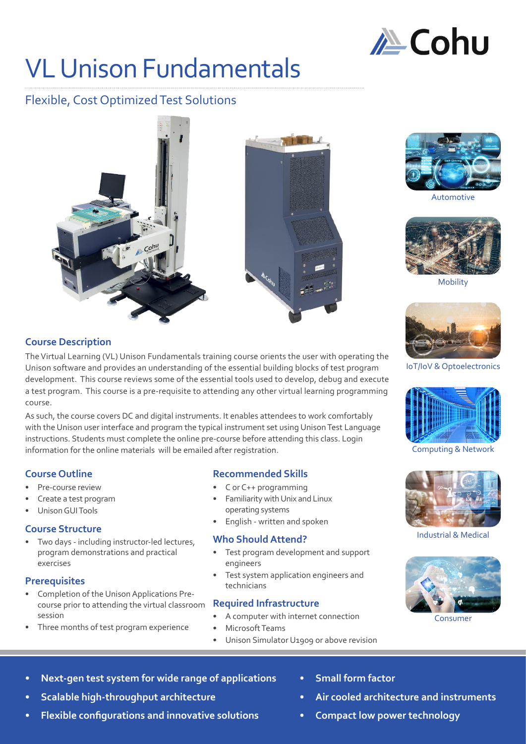# VL Unison Fundamentals

## Flexible, Cost Optimized Test Solutions

Automotive

Mobility

IoT/IoV & Optoelectronics

Computing & Network

Industrial & Medical

Consumer

### Course Description

The Virtual Learning (VL) Unison Fundamentals training course orients the user with operating the Unison software and provides an understanding of the essential building blocks of test program development. This course reviews some of the essential tools used to develop, debug and execute a test program. This course is a pre-requisite to attending any other virtual learning programming course.

As such, the course covers DC and digital instruments. It enables attendees to work comfortably with the Unison user interface and program the typical instrument set using Unison Test Language instructions. Students must complete the online pre-course before attending this class. Login information for the online materials will be emailed after registration.

### Course Outline

- Pre-course review
- Create a test program
- Unison GUI Tools

### Course Structure

- Two days - including instructor-led lectures, program demonstrations and practical exercises

### Prerequisites

- Completion of the Unison Applications Pre-course prior to attending the virtual classroom session
- Three months of test program experience

### Recommended Skills

- C or C++ programming
- Familiarity with Unix and Linux operating systems
- English - written and spoken

### Who Should Attend?

- Test program development and support engineers
- Test system application engineers and technicians

### Required Infrastructure

- A computer with internet connection
- Microsoft Teams
- Unison Simulator U1909 or above revision

---

- **Next-gen test system for wide range of applications**
- **Scalable high-throughput architecture**
- **Flexible configurations and innovative solutions**
- **Small form factor**
- **Air cooled architecture and instruments**
- **Compact low power technology**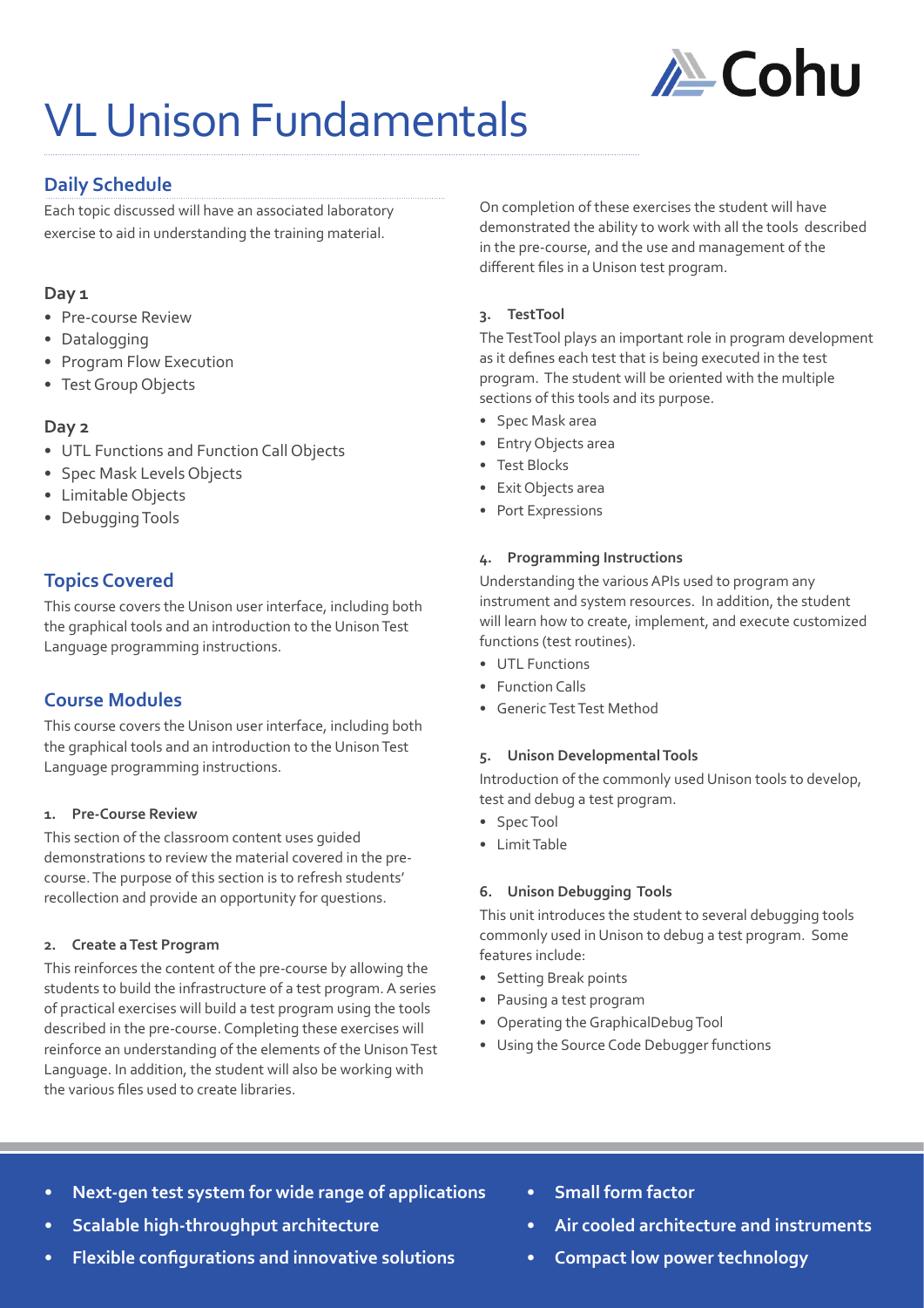# VL Unison Fundamentals

## Daily Schedule

Each topic discussed will have an associated laboratory exercise to aid in understanding the training material.

### Day 1

- Pre-course Review
- Datalogging
- Program Flow Execution
- Test Group Objects

### Day 2

- UTL Functions and Function Call Objects
- Spec Mask Levels Objects
- Limitable Objects
- Debugging Tools

## Topics Covered

This course covers the Unison user interface, including both the graphical tools and an introduction to the Unison Test Language programming instructions.

## Course Modules

This course covers the Unison user interface, including both the graphical tools and an introduction to the Unison Test Language programming instructions.

#### 1. Pre-Course Review

This section of the classroom content uses guided demonstrations to review the material covered in the pre-course. The purpose of this section is to refresh students' recollection and provide an opportunity for questions.

#### 2. Create a Test Program

This reinforces the content of the pre-course by allowing the students to build the infrastructure of a test program. A series of practical exercises will build a test program using the tools described in the pre-course. Completing these exercises will reinforce an understanding of the elements of the Unison Test Language. In addition, the student will also be working with the various files used to create libraries.

On completion of these exercises the student will have demonstrated the ability to work with all the tools described in the pre-course, and the use and management of the different files in a Unison test program.

#### 3. TestTool

The TestTool plays an important role in program development as it defines each test that is being executed in the test program. The student will be oriented with the multiple sections of this tools and its purpose.

- Spec Mask area
- Entry Objects area
- Test Blocks
- Exit Objects area
- Port Expressions

#### 4. Programming Instructions

Understanding the various APIs used to program any instrument and system resources. In addition, the student will learn how to create, implement, and execute customized functions (test routines).

- UTL Functions
- Function Calls
- Generic Test Test Method

#### 5. Unison Developmental Tools

Introduction of the commonly used Unison tools to develop, test and debug a test program.

- Spec Tool
- Limit Table

#### 6. Unison Debugging Tools

This unit introduces the student to several debugging tools commonly used in Unison to debug a test program. Some features include:

- Setting Break points
- Pausing a test program
- Operating the GraphicalDebug Tool
- Using the Source Code Debugger functions

---

- **Next-gen test system for wide range of applications**
- **Scalable high-throughput architecture**
- **Flexible configurations and innovative solutions**
- **Small form factor**
- **Air cooled architecture and instruments**
- **Compact low power technology**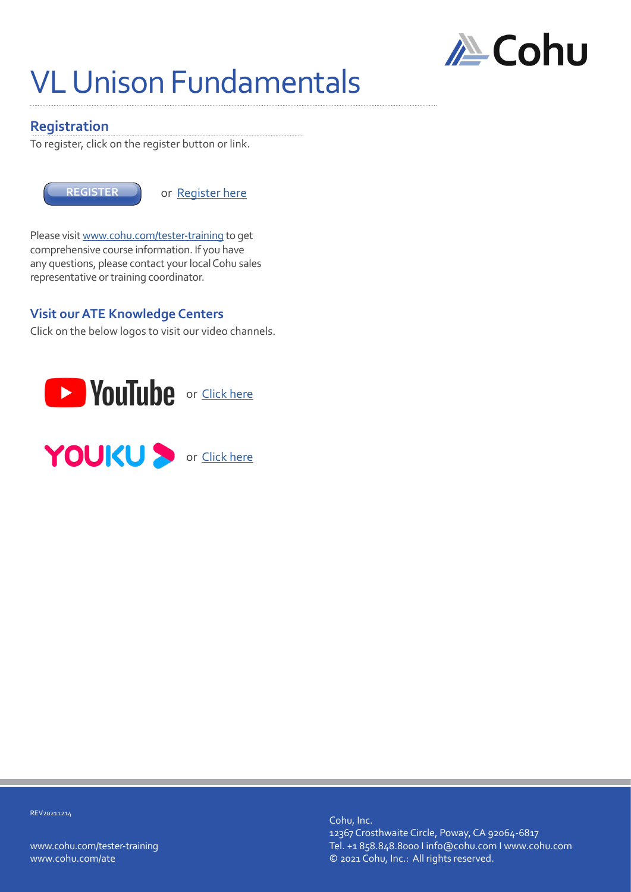# VL Unison Fundamentals

## Registration

To register, click on the register button or link.

REGISTER or Register here

Please visit www.cohu.com/tester-training to get comprehensive course information. If you have any questions, please contact your local Cohu sales representative or training coordinator.

## Visit our ATE Knowledge Centers

Click on the below logos to visit our video channels.

YouTube or Click here

YOUKU or Click here

REV20211214

www.cohu.com/tester-training
www.cohu.com/ate

Cohu, Inc.
12367 Crosthwaite Circle, Poway, CA 92064-6817
Tel. +1 858.848.8000 I info@cohu.com I www.cohu.com
© 2021 Cohu, Inc.: All rights reserved.